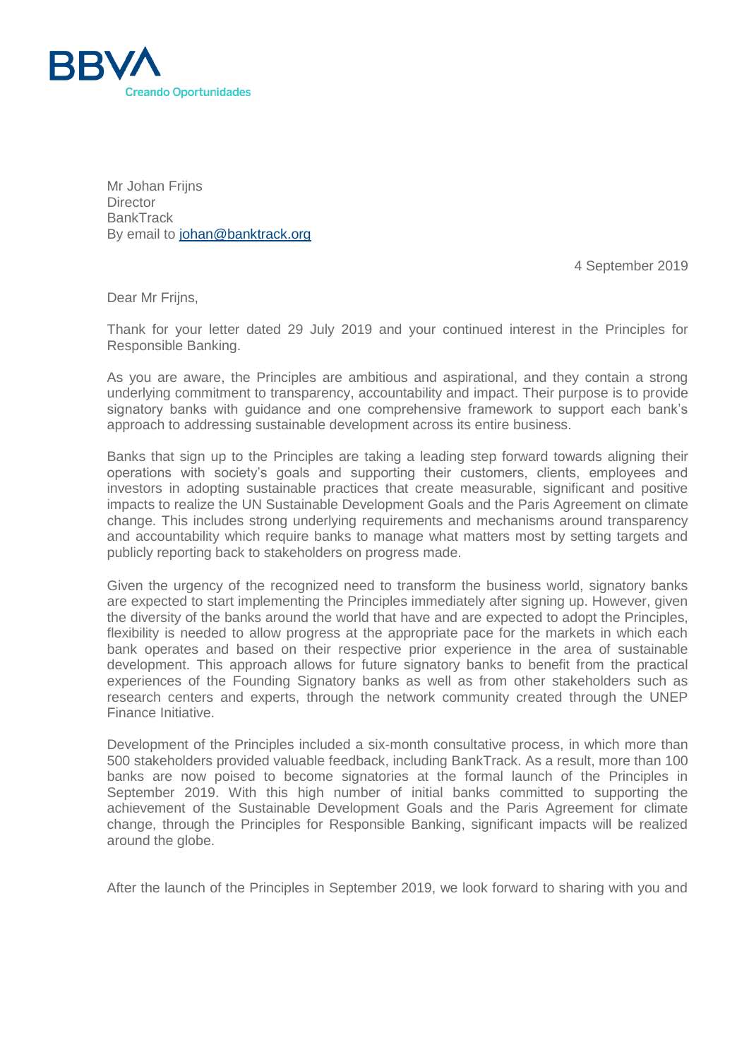BBVA
Creando Oportunidades

Mr Johan Frijns
Director
BankTrack
By email to johan@banktrack.org

4 September 2019

Dear Mr Frijns,

Thank for your letter dated 29 July 2019 and your continued interest in the Principles for Responsible Banking.

As you are aware, the Principles are ambitious and aspirational, and they contain a strong underlying commitment to transparency, accountability and impact. Their purpose is to provide signatory banks with guidance and one comprehensive framework to support each bank's approach to addressing sustainable development across its entire business.

Banks that sign up to the Principles are taking a leading step forward towards aligning their operations with society's goals and supporting their customers, clients, employees and investors in adopting sustainable practices that create measurable, significant and positive impacts to realize the UN Sustainable Development Goals and the Paris Agreement on climate change. This includes strong underlying requirements and mechanisms around transparency and accountability which require banks to manage what matters most by setting targets and publicly reporting back to stakeholders on progress made.

Given the urgency of the recognized need to transform the business world, signatory banks are expected to start implementing the Principles immediately after signing up. However, given the diversity of the banks around the world that have and are expected to adopt the Principles, flexibility is needed to allow progress at the appropriate pace for the markets in which each bank operates and based on their respective prior experience in the area of sustainable development. This approach allows for future signatory banks to benefit from the practical experiences of the Founding Signatory banks as well as from other stakeholders such as research centers and experts, through the network community created through the UNEP Finance Initiative.

Development of the Principles included a six-month consultative process, in which more than 500 stakeholders provided valuable feedback, including BankTrack. As a result, more than 100 banks are now poised to become signatories at the formal launch of the Principles in September 2019. With this high number of initial banks committed to supporting the achievement of the Sustainable Development Goals and the Paris Agreement for climate change, through the Principles for Responsible Banking, significant impacts will be realized around the globe.

After the launch of the Principles in September 2019, we look forward to sharing with you and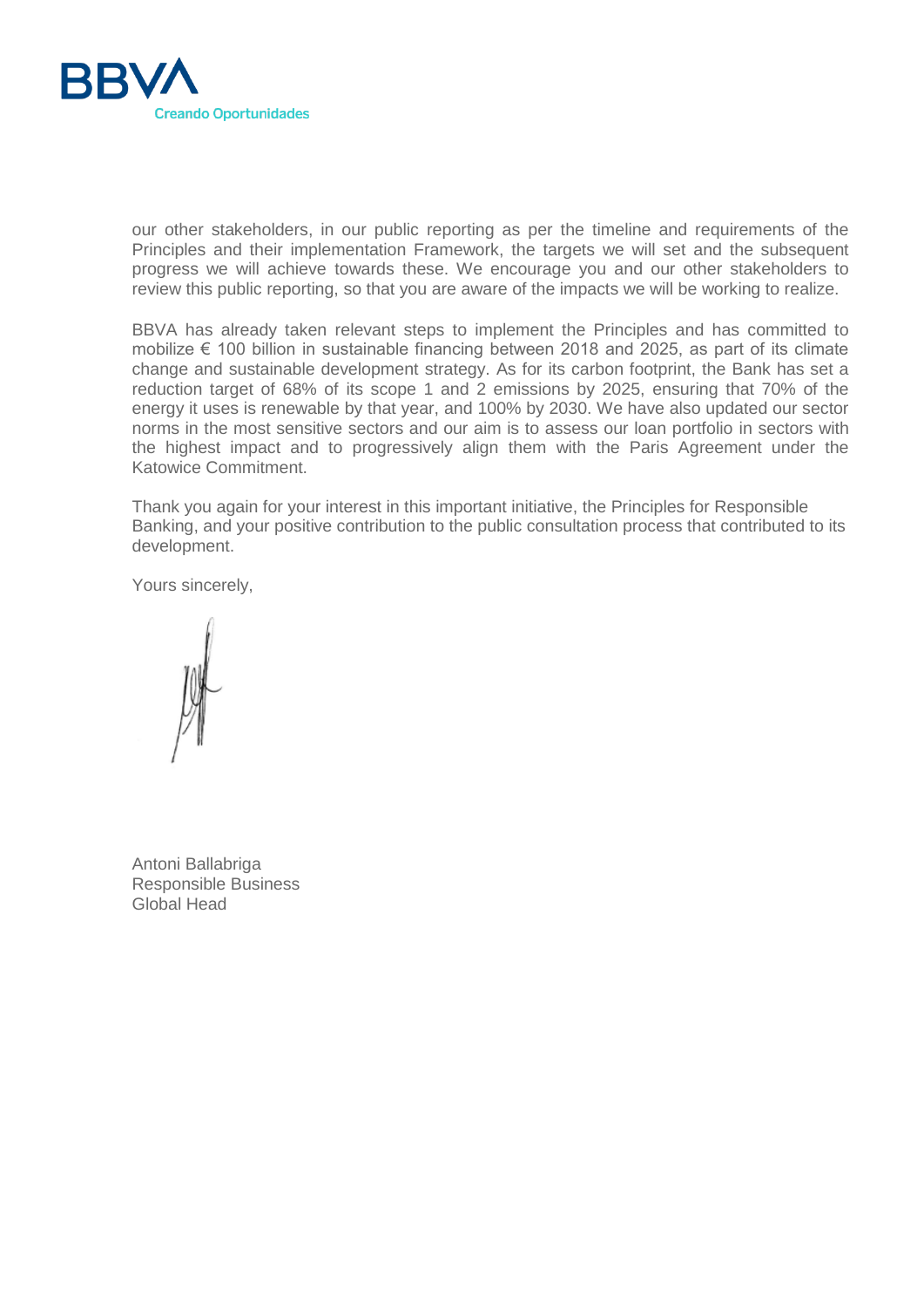our other stakeholders, in our public reporting as per the timeline and requirements of the Principles and their implementation Framework, the targets we will set and the subsequent progress we will achieve towards these. We encourage you and our other stakeholders to review this public reporting, so that you are aware of the impacts we will be working to realize.

BBVA has already taken relevant steps to implement the Principles and has committed to mobilize € 100 billion in sustainable financing between 2018 and 2025, as part of its climate change and sustainable development strategy. As for its carbon footprint, the Bank has set a reduction target of 68% of its scope 1 and 2 emissions by 2025, ensuring that 70% of the energy it uses is renewable by that year, and 100% by 2030. We have also updated our sector norms in the most sensitive sectors and our aim is to assess our loan portfolio in sectors with the highest impact and to progressively align them with the Paris Agreement under the Katowice Commitment.

Thank you again for your interest in this important initiative, the Principles for Responsible Banking, and your positive contribution to the public consultation process that contributed to its development.

Yours sincerely,

Antoni Ballabriga
Responsible Business
Global Head